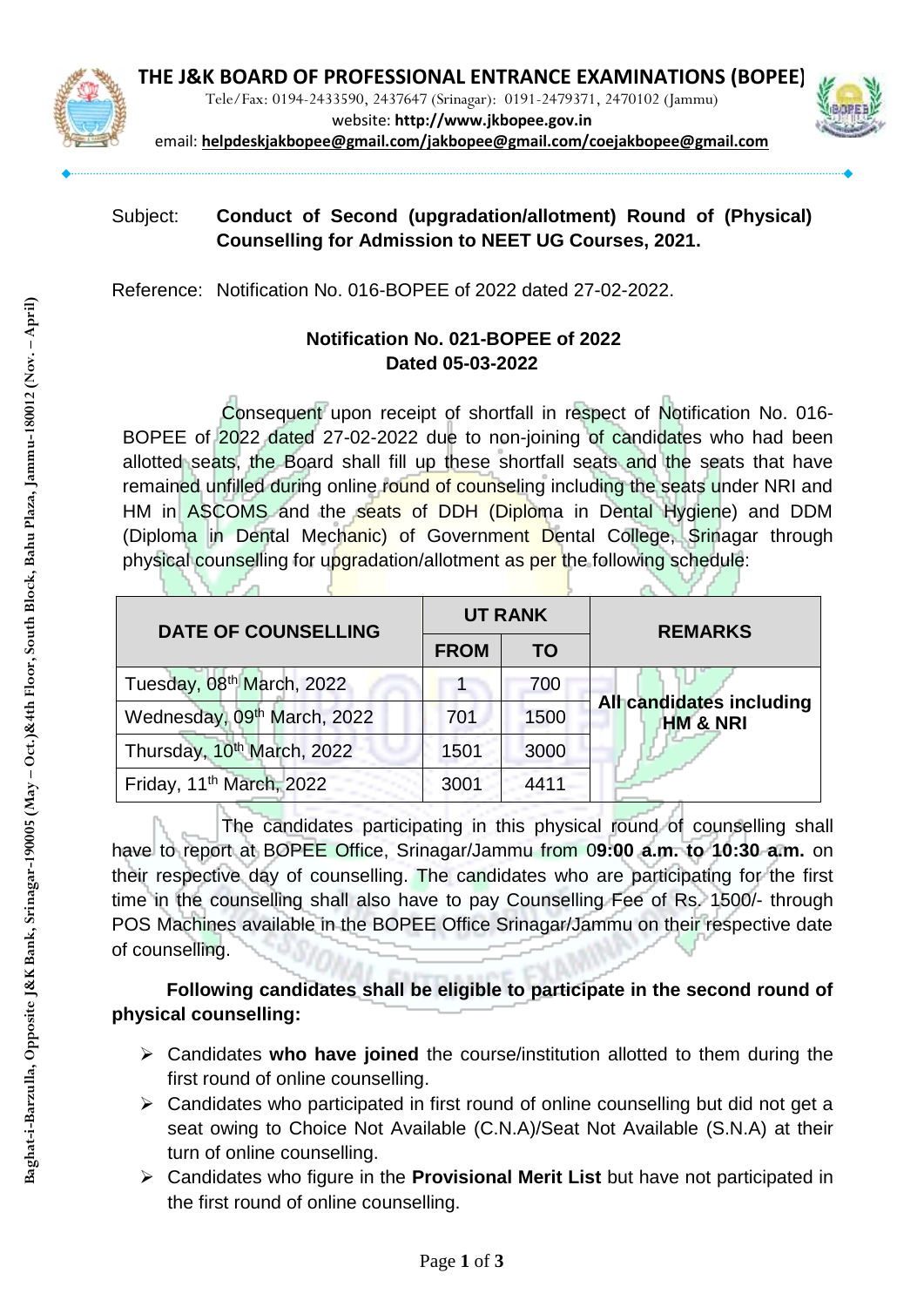# THE J&K BOARD OF PROFESSIONAL ENTRANCE EXAMINATIONS (BOPEE)

Tele/Fax: 0194-2433590, 2437647 (Srinagar): 0191-2479371, 2470102 (Jammu)
website: **http://www.jkbopee.gov.in**
email: **helpdeskjakbopee@gmail.com/jakbopee@gmail.com/coejakbopee@gmail.com**

Baghat-i-Barzulla, Opposite J&K Bank, Srinagar-190005 (May – Oct.)&4th Floor, South Block, Bahu Plaza, Jammu-180012 (Nov. – April)

Subject: **Conduct of Second (upgradation/allotment) Round of (Physical) Counselling for Admission to NEET UG Courses, 2021.**

Reference: Notification No. 016-BOPEE of 2022 dated 27-02-2022.

**Notification No. 021-BOPEE of 2022**
**Dated 05-03-2022**

Consequent upon receipt of shortfall in respect of Notification No. 016-BOPEE of 2022 dated 27-02-2022 due to non-joining of candidates who had been allotted seats, the Board shall fill up these shortfall seats and the seats that have remained unfilled during online round of counseling including the seats under NRI and HM in ASCOMS and the seats of DDH (Diploma in Dental Hygiene) and DDM (Diploma in Dental Mechanic) of Government Dental College, Srinagar through physical counselling for upgradation/allotment as per the following schedule:

| DATE OF COUNSELLING | UT RANK | | REMARKS |
|---|---|---|---|
| | FROM | TO | |
| Tuesday, 08th March, 2022 | 1 | 700 | All candidates including HM & NRI |
| Wednesday, 09th March, 2022 | 701 | 1500 | |
| Thursday, 10th March, 2022 | 1501 | 3000 | |
| Friday, 11th March, 2022 | 3001 | 4411 | |

The candidates participating in this physical round of counselling shall have to report at BOPEE Office, Srinagar/Jammu from 0**9:00 a.m. to 10:30 a.m.** on their respective day of counselling. The candidates who are participating for the first time in the counselling shall also have to pay Counselling Fee of Rs. 1500/- through POS Machines available in the BOPEE Office Srinagar/Jammu on their respective date of counselling.

**Following candidates shall be eligible to participate in the second round of physical counselling:**

- Candidates **who have joined** the course/institution allotted to them during the first round of online counselling.
- Candidates who participated in first round of online counselling but did not get a seat owing to Choice Not Available (C.N.A)/Seat Not Available (S.N.A) at their turn of online counselling.
- Candidates who figure in the **Provisional Merit List** but have not participated in the first round of online counselling.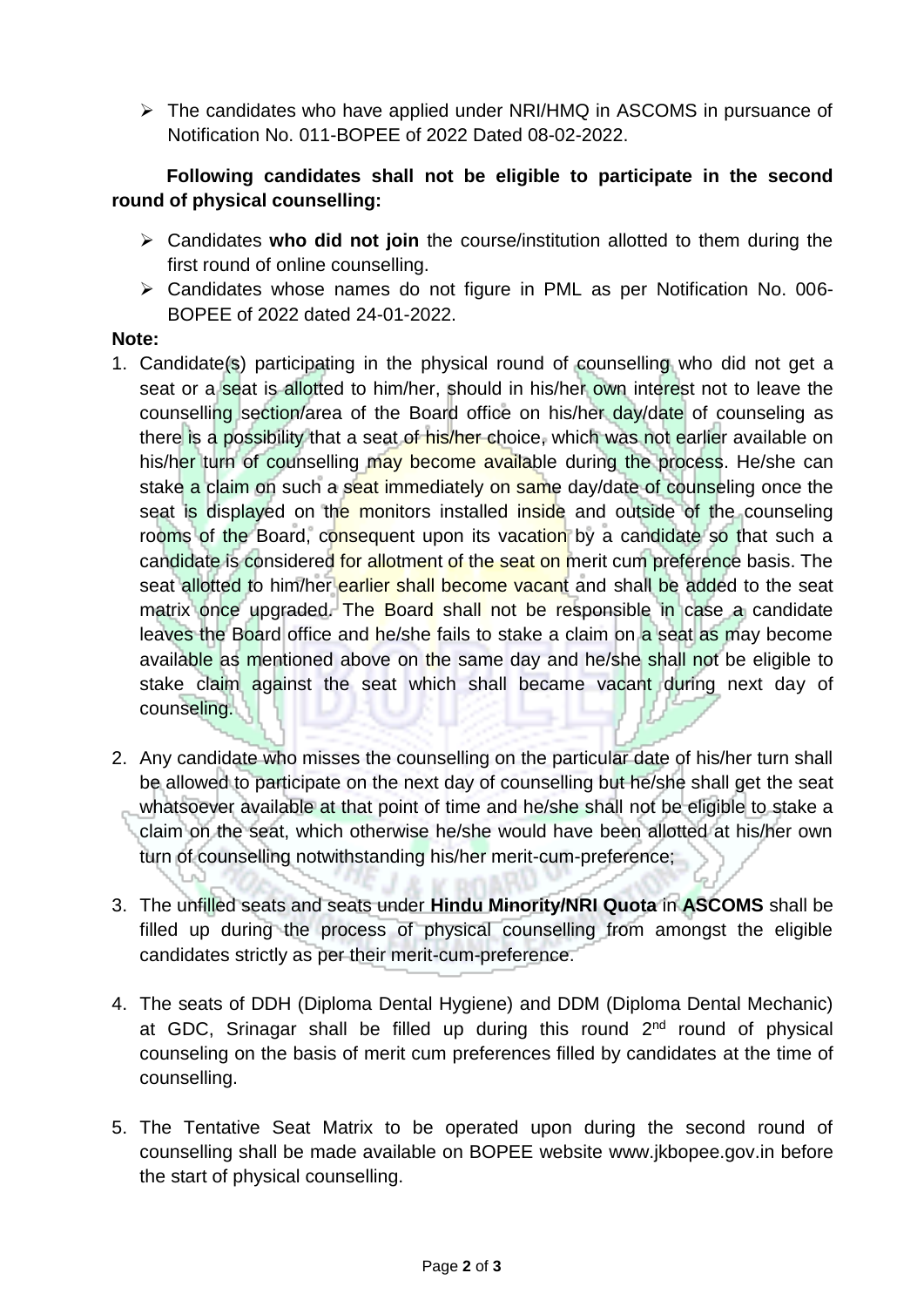- The candidates who have applied under NRI/HMQ in ASCOMS in pursuance of Notification No. 011-BOPEE of 2022 Dated 08-02-2022.

**Following candidates shall not be eligible to participate in the second round of physical counselling:**

- Candidates **who did not join** the course/institution allotted to them during the first round of online counselling.
- Candidates whose names do not figure in PML as per Notification No. 006-BOPEE of 2022 dated 24-01-2022.

**Note:**

1. Candidate(s) participating in the physical round of counselling who did not get a seat or a seat is allotted to him/her, should in his/her own interest not to leave the counselling section/area of the Board office on his/her day/date of counseling as there is a possibility that a seat of his/her choice, which was not earlier available on his/her turn of counselling may become available during the process. He/she can stake a claim on such a seat immediately on same day/date of counseling once the seat is displayed on the monitors installed inside and outside of the counseling rooms of the Board, consequent upon its vacation by a candidate so that such a candidate is considered for allotment of the seat on merit cum preference basis. The seat allotted to him/her earlier shall become vacant and shall be added to the seat matrix once upgraded. The Board shall not be responsible in case a candidate leaves the Board office and he/she fails to stake a claim on a seat as may become available as mentioned above on the same day and he/she shall not be eligible to stake claim against the seat which shall became vacant during next day of counseling.

2. Any candidate who misses the counselling on the particular date of his/her turn shall be allowed to participate on the next day of counselling but he/she shall get the seat whatsoever available at that point of time and he/she shall not be eligible to stake a claim on the seat, which otherwise he/she would have been allotted at his/her own turn of counselling notwithstanding his/her merit-cum-preference;

3. The unfilled seats and seats under **Hindu Minority/NRI Quota** in **ASCOMS** shall be filled up during the process of physical counselling from amongst the eligible candidates strictly as per their merit-cum-preference.

4. The seats of DDH (Diploma Dental Hygiene) and DDM (Diploma Dental Mechanic) at GDC, Srinagar shall be filled up during this round 2nd round of physical counseling on the basis of merit cum preferences filled by candidates at the time of counselling.

5. The Tentative Seat Matrix to be operated upon during the second round of counselling shall be made available on BOPEE website www.jkbopee.gov.in before the start of physical counselling.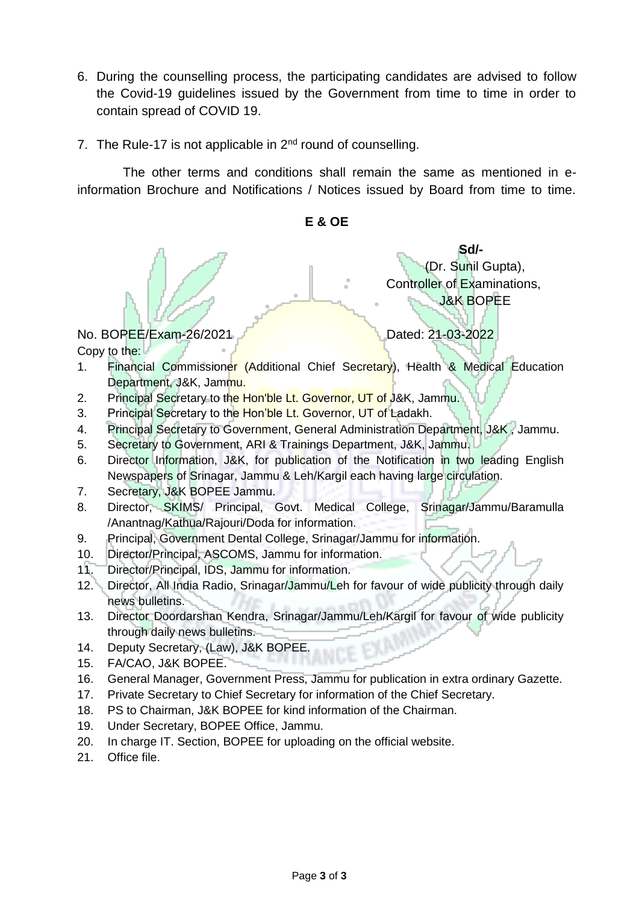6. During the counselling process, the participating candidates are advised to follow the Covid-19 guidelines issued by the Government from time to time in order to contain spread of COVID 19.

7. The Rule-17 is not applicable in 2nd round of counselling.

The other terms and conditions shall remain the same as mentioned in e-information Brochure and Notifications / Notices issued by Board from time to time.

**E & OE**

**Sd/-**
(Dr. Sunil Gupta),
Controller of Examinations,
J&K BOPEE

No. BOPEE/Exam-26/2021 Dated: 21-03-2022

Copy to the:

1. Financial Commissioner (Additional Chief Secretary), Health & Medical Education Department, J&K, Jammu.
2. Principal Secretary to the Hon'ble Lt. Governor, UT of J&K, Jammu.
3. Principal Secretary to the Hon'ble Lt. Governor, UT of Ladakh.
4. Principal Secretary to Government, General Administration Department, J&K , Jammu.
5. Secretary to Government, ARI & Trainings Department, J&K, Jammu.
6. Director Information, J&K, for publication of the Notification in two leading English Newspapers of Srinagar, Jammu & Leh/Kargil each having large circulation.
7. Secretary, J&K BOPEE Jammu.
8. Director, SKIMS/ Principal, Govt. Medical College, Srinagar/Jammu/Baramulla /Anantnag/Kathua/Rajouri/Doda for information.
9. Principal, Government Dental College, Srinagar/Jammu for information.
10. Director/Principal, ASCOMS, Jammu for information.
11. Director/Principal, IDS, Jammu for information.
12. Director, All India Radio, Srinagar/Jammu/Leh for favour of wide publicity through daily news bulletins.
13. Director Doordarshan Kendra, Srinagar/Jammu/Leh/Kargil for favour of wide publicity through daily news bulletins.
14. Deputy Secretary, (Law), J&K BOPEE.
15. FA/CAO, J&K BOPEE.
16. General Manager, Government Press, Jammu for publication in extra ordinary Gazette.
17. Private Secretary to Chief Secretary for information of the Chief Secretary.
18. PS to Chairman, J&K BOPEE for kind information of the Chairman.
19. Under Secretary, BOPEE Office, Jammu.
20. In charge IT. Section, BOPEE for uploading on the official website.
21. Office file.